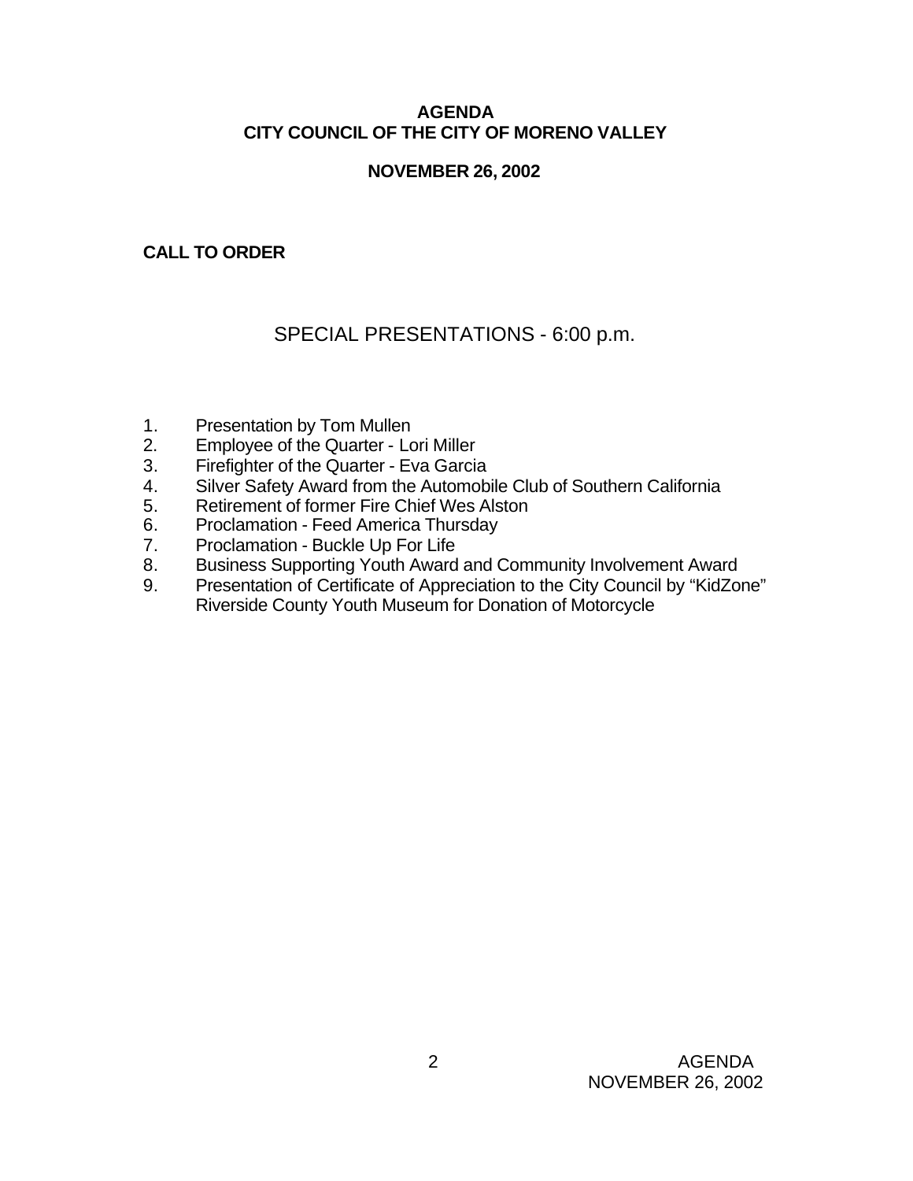# AGENDA
# CITY COUNCIL OF THE CITY OF MORENO VALLEY

## NOVEMBER 26, 2002

**CALL TO ORDER**

## SPECIAL PRESENTATIONS - 6:00 p.m.

1. Presentation by Tom Mullen
2. Employee of the Quarter - Lori Miller
3. Firefighter of the Quarter - Eva Garcia
4. Silver Safety Award from the Automobile Club of Southern California
5. Retirement of former Fire Chief Wes Alston
6. Proclamation - Feed America Thursday
7. Proclamation - Buckle Up For Life
8. Business Supporting Youth Award and Community Involvement Award
9. Presentation of Certificate of Appreciation to the City Council by "KidZone" Riverside County Youth Museum for Donation of Motorcycle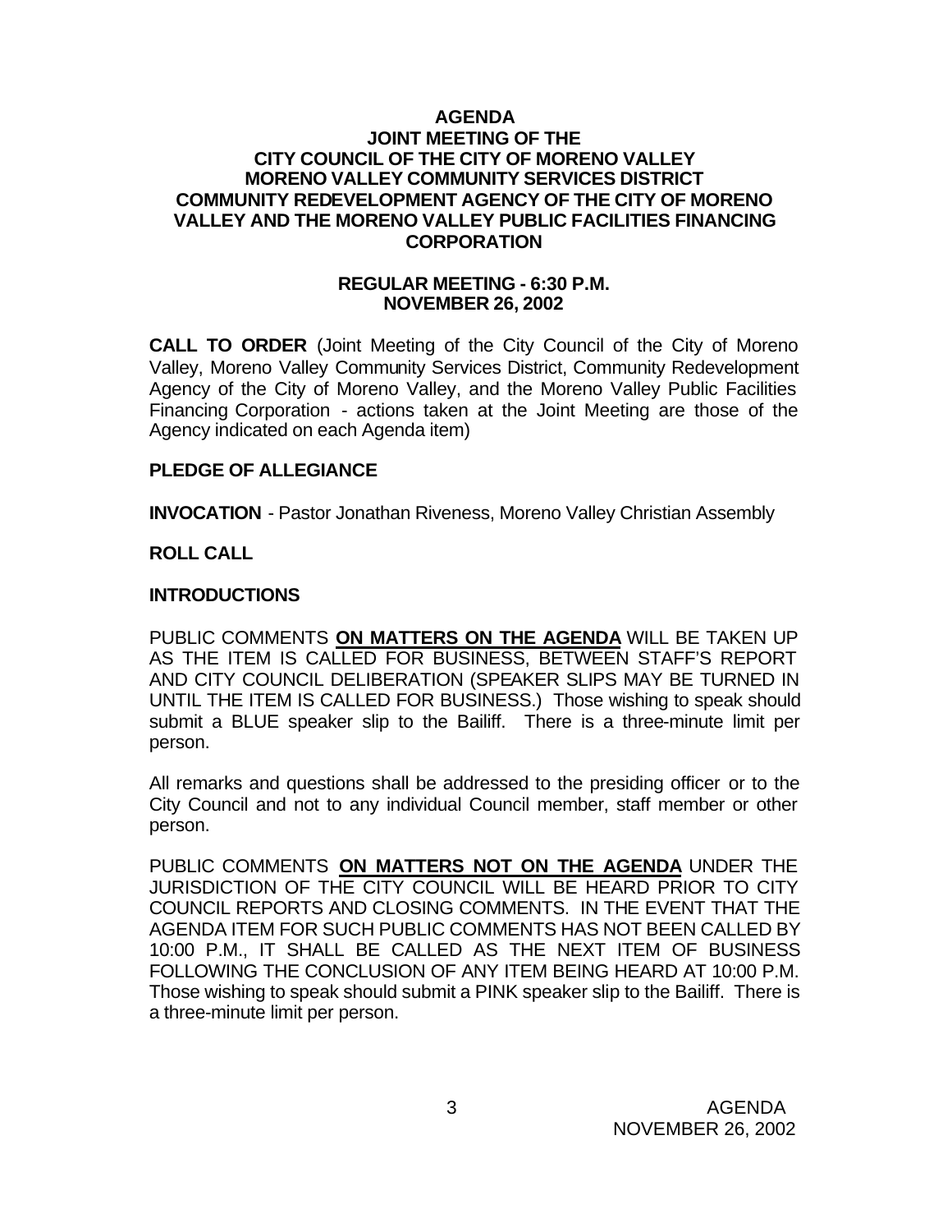**AGENDA**
**JOINT MEETING OF THE**
**CITY COUNCIL OF THE CITY OF MORENO VALLEY**
**MORENO VALLEY COMMUNITY SERVICES DISTRICT**
**COMMUNITY REDEVELOPMENT AGENCY OF THE CITY OF MORENO VALLEY AND THE MORENO VALLEY PUBLIC FACILITIES FINANCING CORPORATION**

**REGULAR MEETING - 6:30 P.M.**
**NOVEMBER 26, 2002**

**CALL TO ORDER** (Joint Meeting of the City Council of the City of Moreno Valley, Moreno Valley Community Services District, Community Redevelopment Agency of the City of Moreno Valley, and the Moreno Valley Public Facilities Financing Corporation - actions taken at the Joint Meeting are those of the Agency indicated on each Agenda item)

**PLEDGE OF ALLEGIANCE**

**INVOCATION** - Pastor Jonathan Riveness, Moreno Valley Christian Assembly

**ROLL CALL**

**INTRODUCTIONS**

PUBLIC COMMENTS **ON MATTERS ON THE AGENDA** WILL BE TAKEN UP AS THE ITEM IS CALLED FOR BUSINESS, BETWEEN STAFF'S REPORT AND CITY COUNCIL DELIBERATION (SPEAKER SLIPS MAY BE TURNED IN UNTIL THE ITEM IS CALLED FOR BUSINESS.) Those wishing to speak should submit a BLUE speaker slip to the Bailiff. There is a three-minute limit per person.

All remarks and questions shall be addressed to the presiding officer or to the City Council and not to any individual Council member, staff member or other person.

PUBLIC COMMENTS **ON MATTERS NOT ON THE AGENDA** UNDER THE JURISDICTION OF THE CITY COUNCIL WILL BE HEARD PRIOR TO CITY COUNCIL REPORTS AND CLOSING COMMENTS. IN THE EVENT THAT THE AGENDA ITEM FOR SUCH PUBLIC COMMENTS HAS NOT BEEN CALLED BY 10:00 P.M., IT SHALL BE CALLED AS THE NEXT ITEM OF BUSINESS FOLLOWING THE CONCLUSION OF ANY ITEM BEING HEARD AT 10:00 P.M. Those wishing to speak should submit a PINK speaker slip to the Bailiff. There is a three-minute limit per person.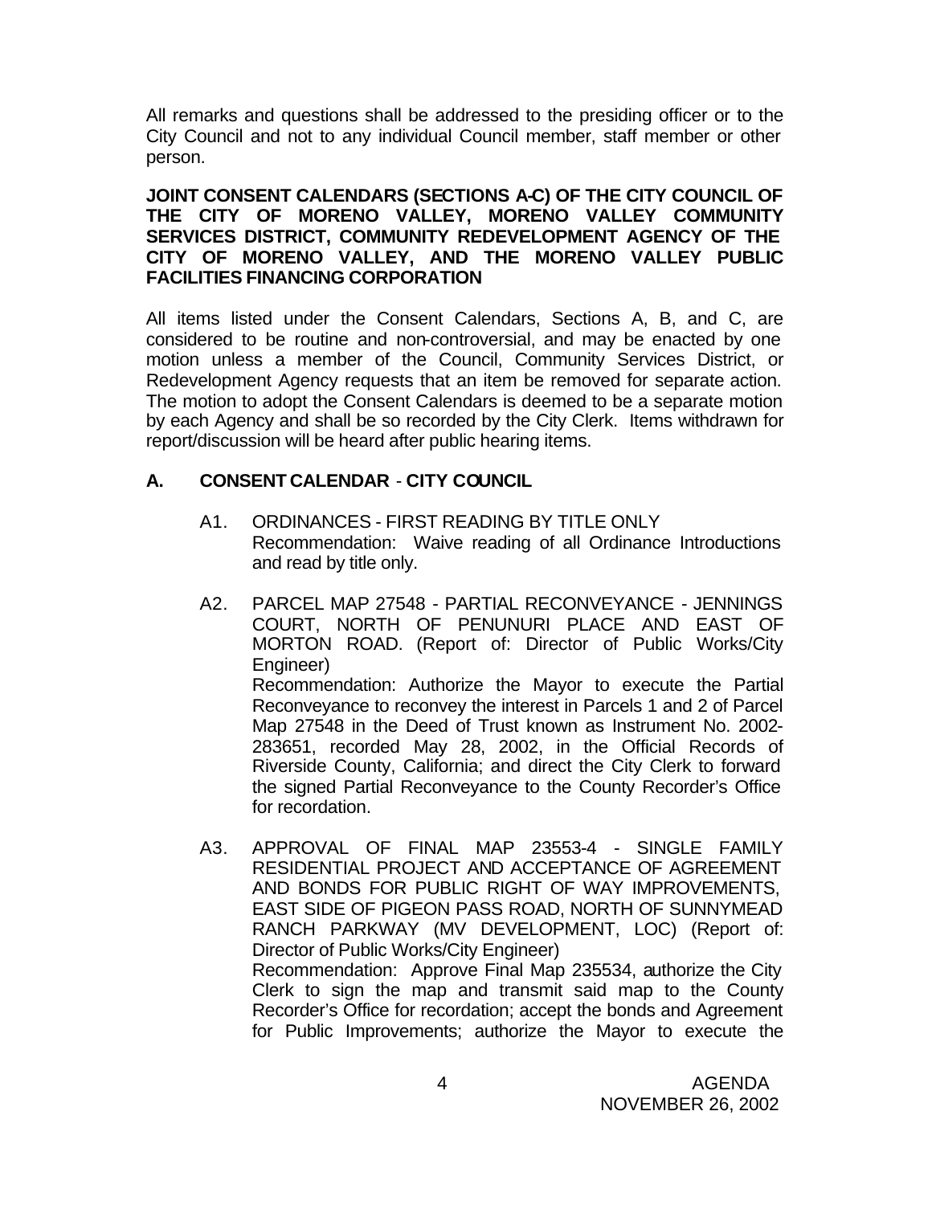All remarks and questions shall be addressed to the presiding officer or to the City Council and not to any individual Council member, staff member or other person.

**JOINT CONSENT CALENDARS (SECTIONS A-C) OF THE CITY COUNCIL OF THE CITY OF MORENO VALLEY, MORENO VALLEY COMMUNITY SERVICES DISTRICT, COMMUNITY REDEVELOPMENT AGENCY OF THE CITY OF MORENO VALLEY, AND THE MORENO VALLEY PUBLIC FACILITIES FINANCING CORPORATION**

All items listed under the Consent Calendars, Sections A, B, and C, are considered to be routine and non-controversial, and may be enacted by one motion unless a member of the Council, Community Services District, or Redevelopment Agency requests that an item be removed for separate action. The motion to adopt the Consent Calendars is deemed to be a separate motion by each Agency and shall be so recorded by the City Clerk. Items withdrawn for report/discussion will be heard after public hearing items.

## A. CONSENT CALENDAR - CITY COUNCIL

A1. ORDINANCES - FIRST READING BY TITLE ONLY
Recommendation: Waive reading of all Ordinance Introductions and read by title only.

A2. PARCEL MAP 27548 - PARTIAL RECONVEYANCE - JENNINGS COURT, NORTH OF PENUNURI PLACE AND EAST OF MORTON ROAD. (Report of: Director of Public Works/City Engineer)
Recommendation: Authorize the Mayor to execute the Partial Reconveyance to reconvey the interest in Parcels 1 and 2 of Parcel Map 27548 in the Deed of Trust known as Instrument No. 2002-283651, recorded May 28, 2002, in the Official Records of Riverside County, California; and direct the City Clerk to forward the signed Partial Reconveyance to the County Recorder's Office for recordation.

A3. APPROVAL OF FINAL MAP 23553-4 - SINGLE FAMILY RESIDENTIAL PROJECT AND ACCEPTANCE OF AGREEMENT AND BONDS FOR PUBLIC RIGHT OF WAY IMPROVEMENTS, EAST SIDE OF PIGEON PASS ROAD, NORTH OF SUNNYMEAD RANCH PARKWAY (MV DEVELOPMENT, LOC) (Report of: Director of Public Works/City Engineer)
Recommendation: Approve Final Map 235534, authorize the City Clerk to sign the map and transmit said map to the County Recorder's Office for recordation; accept the bonds and Agreement for Public Improvements; authorize the Mayor to execute the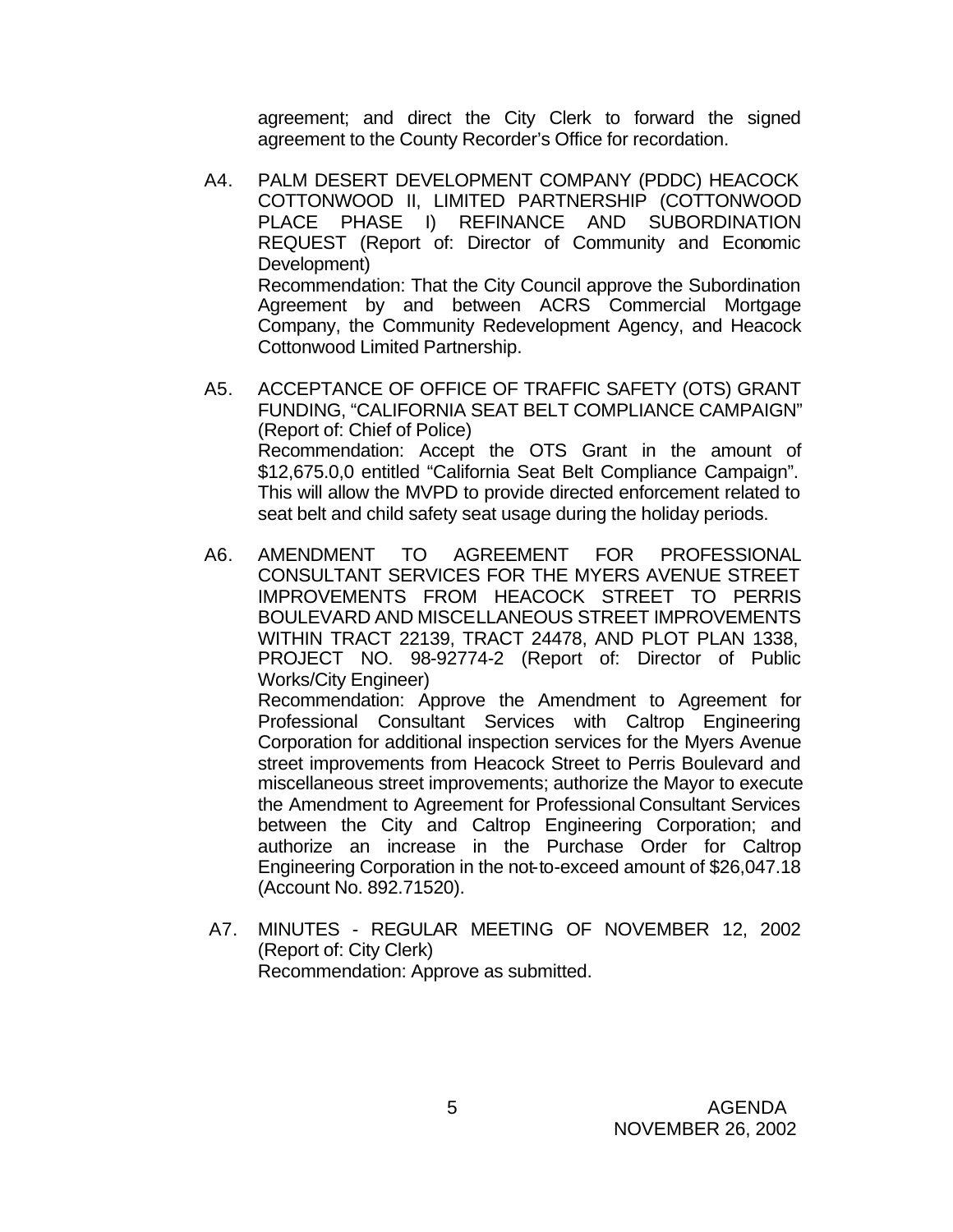agreement; and direct the City Clerk to forward the signed agreement to the County Recorder's Office for recordation.

A4. PALM DESERT DEVELOPMENT COMPANY (PDDC) HEACOCK COTTONWOOD II, LIMITED PARTNERSHIP (COTTONWOOD PLACE PHASE I) REFINANCE AND SUBORDINATION REQUEST (Report of: Director of Community and Economic Development)
Recommendation: That the City Council approve the Subordination Agreement by and between ACRS Commercial Mortgage Company, the Community Redevelopment Agency, and Heacock Cottonwood Limited Partnership.

A5. ACCEPTANCE OF OFFICE OF TRAFFIC SAFETY (OTS) GRANT FUNDING, "CALIFORNIA SEAT BELT COMPLIANCE CAMPAIGN" (Report of: Chief of Police)
Recommendation: Accept the OTS Grant in the amount of $12,675.0,0 entitled "California Seat Belt Compliance Campaign". This will allow the MVPD to provide directed enforcement related to seat belt and child safety seat usage during the holiday periods.

A6. AMENDMENT TO AGREEMENT FOR PROFESSIONAL CONSULTANT SERVICES FOR THE MYERS AVENUE STREET IMPROVEMENTS FROM HEACOCK STREET TO PERRIS BOULEVARD AND MISCELLANEOUS STREET IMPROVEMENTS WITHIN TRACT 22139, TRACT 24478, AND PLOT PLAN 1338, PROJECT NO. 98-92774-2 (Report of: Director of Public Works/City Engineer)
Recommendation: Approve the Amendment to Agreement for Professional Consultant Services with Caltrop Engineering Corporation for additional inspection services for the Myers Avenue street improvements from Heacock Street to Perris Boulevard and miscellaneous street improvements; authorize the Mayor to execute the Amendment to Agreement for Professional Consultant Services between the City and Caltrop Engineering Corporation; and authorize an increase in the Purchase Order for Caltrop Engineering Corporation in the not-to-exceed amount of $26,047.18 (Account No. 892.71520).

A7. MINUTES - REGULAR MEETING OF NOVEMBER 12, 2002 (Report of: City Clerk)
Recommendation: Approve as submitted.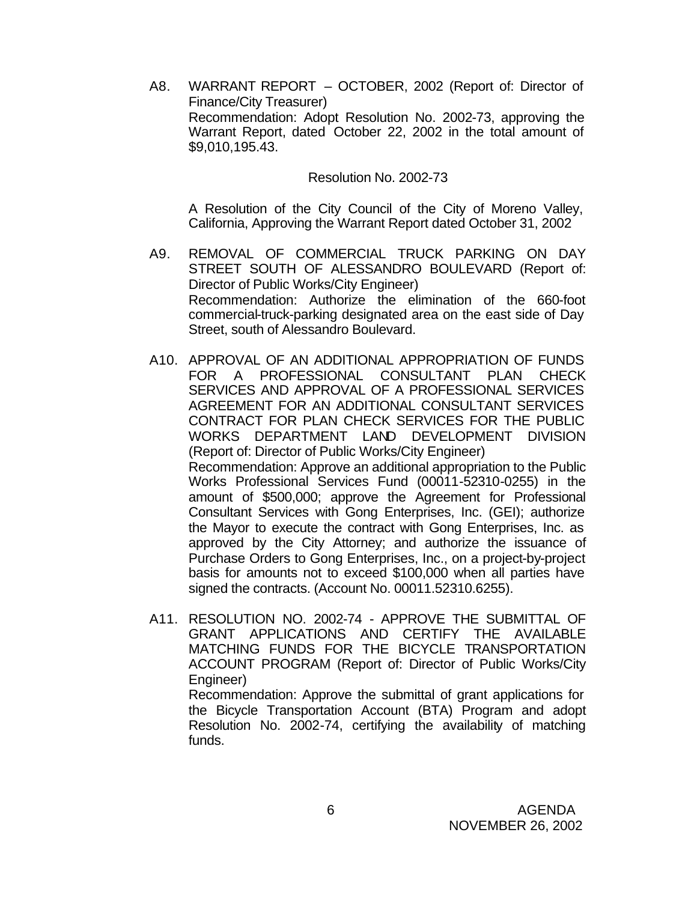A8. WARRANT REPORT – OCTOBER, 2002 (Report of: Director of Finance/City Treasurer)
Recommendation: Adopt Resolution No. 2002-73, approving the Warrant Report, dated October 22, 2002 in the total amount of $9,010,195.43.

Resolution No. 2002-73

A Resolution of the City Council of the City of Moreno Valley, California, Approving the Warrant Report dated October 31, 2002

A9. REMOVAL OF COMMERCIAL TRUCK PARKING ON DAY STREET SOUTH OF ALESSANDRO BOULEVARD (Report of: Director of Public Works/City Engineer)
Recommendation: Authorize the elimination of the 660-foot commercial-truck-parking designated area on the east side of Day Street, south of Alessandro Boulevard.

A10. APPROVAL OF AN ADDITIONAL APPROPRIATION OF FUNDS FOR A PROFESSIONAL CONSULTANT PLAN CHECK SERVICES AND APPROVAL OF A PROFESSIONAL SERVICES AGREEMENT FOR AN ADDITIONAL CONSULTANT SERVICES CONTRACT FOR PLAN CHECK SERVICES FOR THE PUBLIC WORKS DEPARTMENT LAND DEVELOPMENT DIVISION (Report of: Director of Public Works/City Engineer)
Recommendation: Approve an additional appropriation to the Public Works Professional Services Fund (00011-52310-0255) in the amount of $500,000; approve the Agreement for Professional Consultant Services with Gong Enterprises, Inc. (GEI); authorize the Mayor to execute the contract with Gong Enterprises, Inc. as approved by the City Attorney; and authorize the issuance of Purchase Orders to Gong Enterprises, Inc., on a project-by-project basis for amounts not to exceed $100,000 when all parties have signed the contracts. (Account No. 00011.52310.6255).

A11. RESOLUTION NO. 2002-74 - APPROVE THE SUBMITTAL OF GRANT APPLICATIONS AND CERTIFY THE AVAILABLE MATCHING FUNDS FOR THE BICYCLE TRANSPORTATION ACCOUNT PROGRAM (Report of: Director of Public Works/City Engineer)
Recommendation: Approve the submittal of grant applications for the Bicycle Transportation Account (BTA) Program and adopt Resolution No. 2002-74, certifying the availability of matching funds.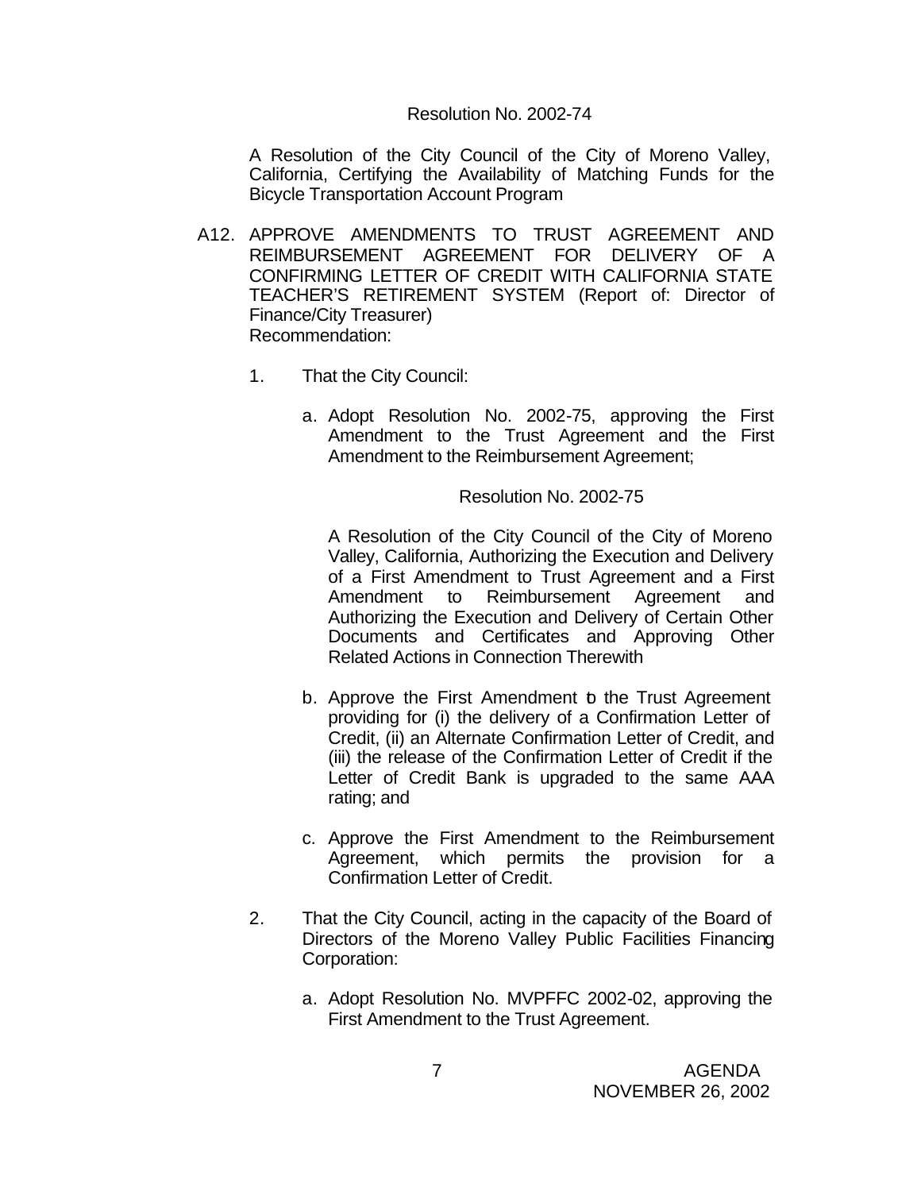Resolution No. 2002-74

A Resolution of the City Council of the City of Moreno Valley, California, Certifying the Availability of Matching Funds for the Bicycle Transportation Account Program

A12. APPROVE AMENDMENTS TO TRUST AGREEMENT AND REIMBURSEMENT AGREEMENT FOR DELIVERY OF A CONFIRMING LETTER OF CREDIT WITH CALIFORNIA STATE TEACHER'S RETIREMENT SYSTEM (Report of: Director of Finance/City Treasurer)
Recommendation:

1. That the City Council:

   a. Adopt Resolution No. 2002-75, approving the First Amendment to the Trust Agreement and the First Amendment to the Reimbursement Agreement;

      Resolution No. 2002-75

      A Resolution of the City Council of the City of Moreno Valley, California, Authorizing the Execution and Delivery of a First Amendment to Trust Agreement and a First Amendment to Reimbursement Agreement and Authorizing the Execution and Delivery of Certain Other Documents and Certificates and Approving Other Related Actions in Connection Therewith

   b. Approve the First Amendment to the Trust Agreement providing for (i) the delivery of a Confirmation Letter of Credit, (ii) an Alternate Confirmation Letter of Credit, and (iii) the release of the Confirmation Letter of Credit if the Letter of Credit Bank is upgraded to the same AAA rating; and

   c. Approve the First Amendment to the Reimbursement Agreement, which permits the provision for a Confirmation Letter of Credit.

2. That the City Council, acting in the capacity of the Board of Directors of the Moreno Valley Public Facilities Financing Corporation:

   a. Adopt Resolution No. MVPFFC 2002-02, approving the First Amendment to the Trust Agreement.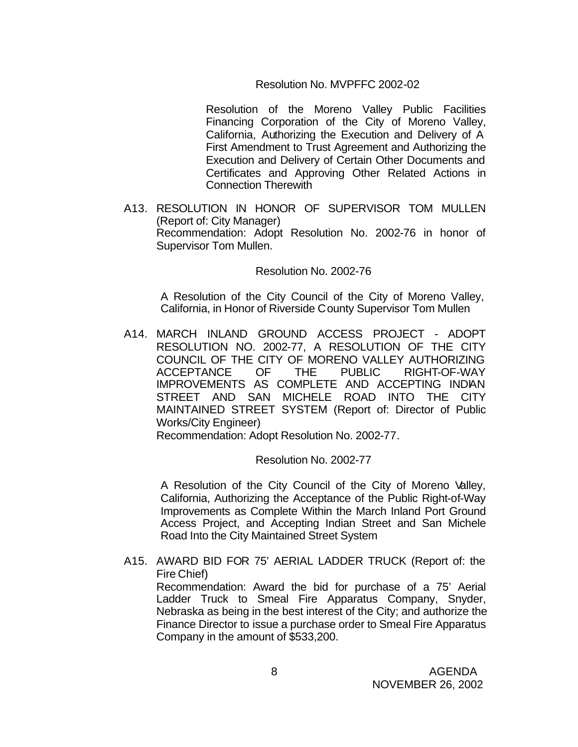Resolution No. MVPFFC 2002-02

Resolution of the Moreno Valley Public Facilities Financing Corporation of the City of Moreno Valley, California, Authorizing the Execution and Delivery of A First Amendment to Trust Agreement and Authorizing the Execution and Delivery of Certain Other Documents and Certificates and Approving Other Related Actions in Connection Therewith

A13. RESOLUTION IN HONOR OF SUPERVISOR TOM MULLEN (Report of: City Manager)
Recommendation: Adopt Resolution No. 2002-76 in honor of Supervisor Tom Mullen.

Resolution No. 2002-76

A Resolution of the City Council of the City of Moreno Valley, California, in Honor of Riverside County Supervisor Tom Mullen

A14. MARCH INLAND GROUND ACCESS PROJECT - ADOPT RESOLUTION NO. 2002-77, A RESOLUTION OF THE CITY COUNCIL OF THE CITY OF MORENO VALLEY AUTHORIZING ACCEPTANCE OF THE PUBLIC RIGHT-OF-WAY IMPROVEMENTS AS COMPLETE AND ACCEPTING INDIAN STREET AND SAN MICHELE ROAD INTO THE CITY MAINTAINED STREET SYSTEM (Report of: Director of Public Works/City Engineer)
Recommendation: Adopt Resolution No. 2002-77.

Resolution No. 2002-77

A Resolution of the City Council of the City of Moreno Valley, California, Authorizing the Acceptance of the Public Right-of-Way Improvements as Complete Within the March Inland Port Ground Access Project, and Accepting Indian Street and San Michele Road Into the City Maintained Street System

A15. AWARD BID FOR 75' AERIAL LADDER TRUCK (Report of: the Fire Chief)
Recommendation: Award the bid for purchase of a 75' Aerial Ladder Truck to Smeal Fire Apparatus Company, Snyder, Nebraska as being in the best interest of the City; and authorize the Finance Director to issue a purchase order to Smeal Fire Apparatus Company in the amount of $533,200.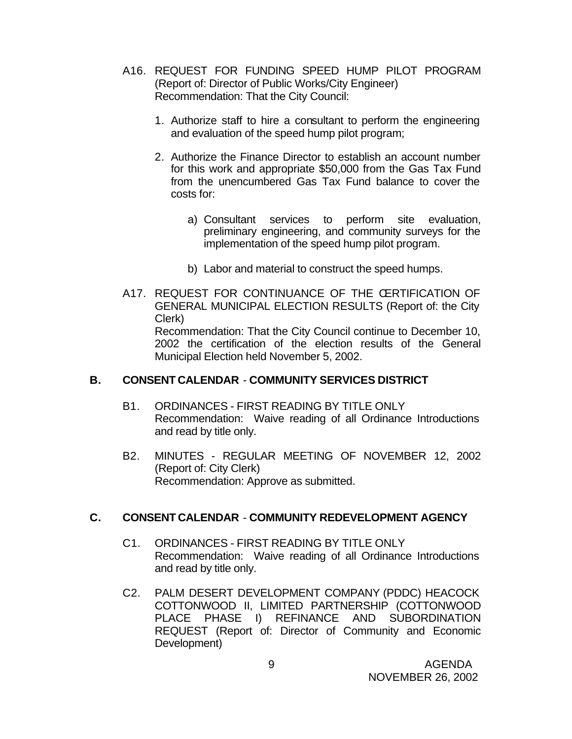A16. REQUEST FOR FUNDING SPEED HUMP PILOT PROGRAM (Report of: Director of Public Works/City Engineer)
Recommendation: That the City Council:

1. Authorize staff to hire a consultant to perform the engineering and evaluation of the speed hump pilot program;

2. Authorize the Finance Director to establish an account number for this work and appropriate $50,000 from the Gas Tax Fund from the unencumbered Gas Tax Fund balance to cover the costs for:

   a) Consultant services to perform site evaluation, preliminary engineering, and community surveys for the implementation of the speed hump pilot program.

   b) Labor and material to construct the speed humps.

A17. REQUEST FOR CONTINUANCE OF THE CERTIFICATION OF GENERAL MUNICIPAL ELECTION RESULTS (Report of: the City Clerk)
Recommendation: That the City Council continue to December 10, 2002 the certification of the election results of the General Municipal Election held November 5, 2002.

## B. CONSENT CALENDAR - COMMUNITY SERVICES DISTRICT

B1. ORDINANCES - FIRST READING BY TITLE ONLY
Recommendation: Waive reading of all Ordinance Introductions and read by title only.

B2. MINUTES - REGULAR MEETING OF NOVEMBER 12, 2002 (Report of: City Clerk)
Recommendation: Approve as submitted.

## C. CONSENT CALENDAR - COMMUNITY REDEVELOPMENT AGENCY

C1. ORDINANCES - FIRST READING BY TITLE ONLY
Recommendation: Waive reading of all Ordinance Introductions and read by title only.

C2. PALM DESERT DEVELOPMENT COMPANY (PDDC) HEACOCK COTTONWOOD II, LIMITED PARTNERSHIP (COTTONWOOD PLACE PHASE I) REFINANCE AND SUBORDINATION REQUEST (Report of: Director of Community and Economic Development)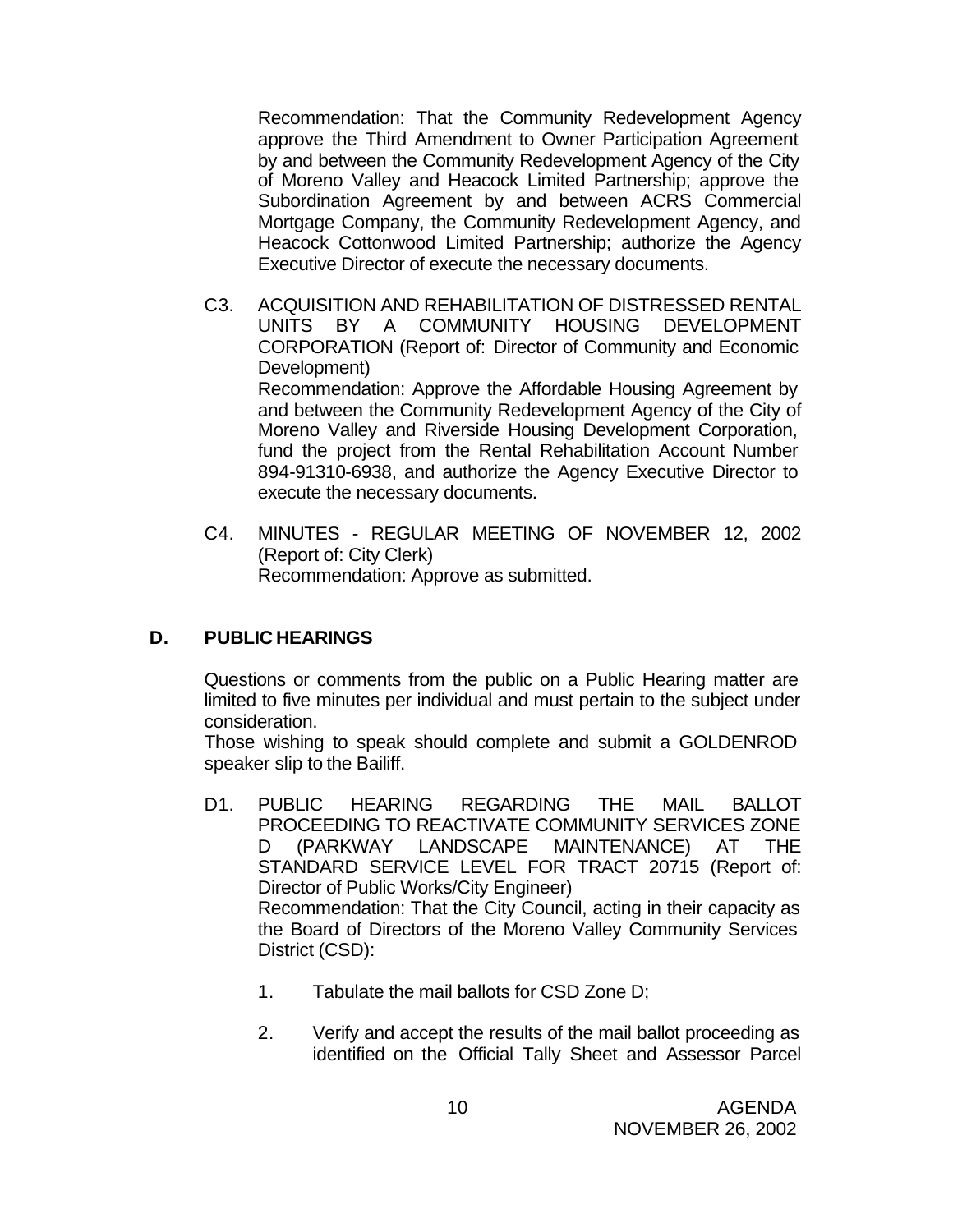Recommendation: That the Community Redevelopment Agency approve the Third Amendment to Owner Participation Agreement by and between the Community Redevelopment Agency of the City of Moreno Valley and Heacock Limited Partnership; approve the Subordination Agreement by and between ACRS Commercial Mortgage Company, the Community Redevelopment Agency, and Heacock Cottonwood Limited Partnership; authorize the Agency Executive Director of execute the necessary documents.

C3. ACQUISITION AND REHABILITATION OF DISTRESSED RENTAL UNITS BY A COMMUNITY HOUSING DEVELOPMENT CORPORATION (Report of: Director of Community and Economic Development)
Recommendation: Approve the Affordable Housing Agreement by and between the Community Redevelopment Agency of the City of Moreno Valley and Riverside Housing Development Corporation, fund the project from the Rental Rehabilitation Account Number 894-91310-6938, and authorize the Agency Executive Director to execute the necessary documents.

C4. MINUTES - REGULAR MEETING OF NOVEMBER 12, 2002 (Report of: City Clerk)
Recommendation: Approve as submitted.

## D. PUBLIC HEARINGS

Questions or comments from the public on a Public Hearing matter are limited to five minutes per individual and must pertain to the subject under consideration.
Those wishing to speak should complete and submit a GOLDENROD speaker slip to the Bailiff.

D1. PUBLIC HEARING REGARDING THE MAIL BALLOT PROCEEDING TO REACTIVATE COMMUNITY SERVICES ZONE D (PARKWAY LANDSCAPE MAINTENANCE) AT THE STANDARD SERVICE LEVEL FOR TRACT 20715 (Report of: Director of Public Works/City Engineer)
Recommendation: That the City Council, acting in their capacity as the Board of Directors of the Moreno Valley Community Services District (CSD):

1. Tabulate the mail ballots for CSD Zone D;

2. Verify and accept the results of the mail ballot proceeding as identified on the Official Tally Sheet and Assessor Parcel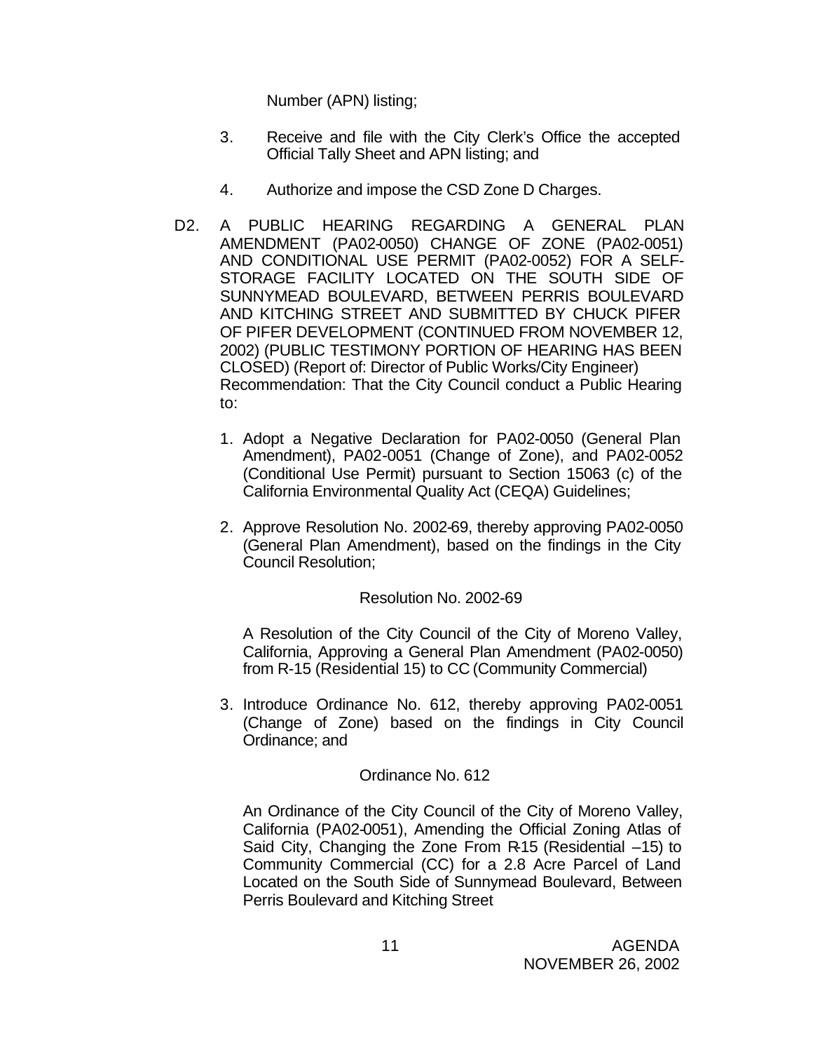Number (APN) listing;

3. Receive and file with the City Clerk's Office the accepted Official Tally Sheet and APN listing; and

4. Authorize and impose the CSD Zone D Charges.

D2. A PUBLIC HEARING REGARDING A GENERAL PLAN AMENDMENT (PA02-0050) CHANGE OF ZONE (PA02-0051) AND CONDITIONAL USE PERMIT (PA02-0052) FOR A SELF-STORAGE FACILITY LOCATED ON THE SOUTH SIDE OF SUNNYMEAD BOULEVARD, BETWEEN PERRIS BOULEVARD AND KITCHING STREET AND SUBMITTED BY CHUCK PIFER OF PIFER DEVELOPMENT (CONTINUED FROM NOVEMBER 12, 2002) (PUBLIC TESTIMONY PORTION OF HEARING HAS BEEN CLOSED) (Report of: Director of Public Works/City Engineer)
Recommendation: That the City Council conduct a Public Hearing to:

1. Adopt a Negative Declaration for PA02-0050 (General Plan Amendment), PA02-0051 (Change of Zone), and PA02-0052 (Conditional Use Permit) pursuant to Section 15063 (c) of the California Environmental Quality Act (CEQA) Guidelines;

2. Approve Resolution No. 2002-69, thereby approving PA02-0050 (General Plan Amendment), based on the findings in the City Council Resolution;

   Resolution No. 2002-69

   A Resolution of the City Council of the City of Moreno Valley, California, Approving a General Plan Amendment (PA02-0050) from R-15 (Residential 15) to CC (Community Commercial)

3. Introduce Ordinance No. 612, thereby approving PA02-0051 (Change of Zone) based on the findings in City Council Ordinance; and

   Ordinance No. 612

   An Ordinance of the City Council of the City of Moreno Valley, California (PA02-0051), Amending the Official Zoning Atlas of Said City, Changing the Zone From R-15 (Residential –15) to Community Commercial (CC) for a 2.8 Acre Parcel of Land Located on the South Side of Sunnymead Boulevard, Between Perris Boulevard and Kitching Street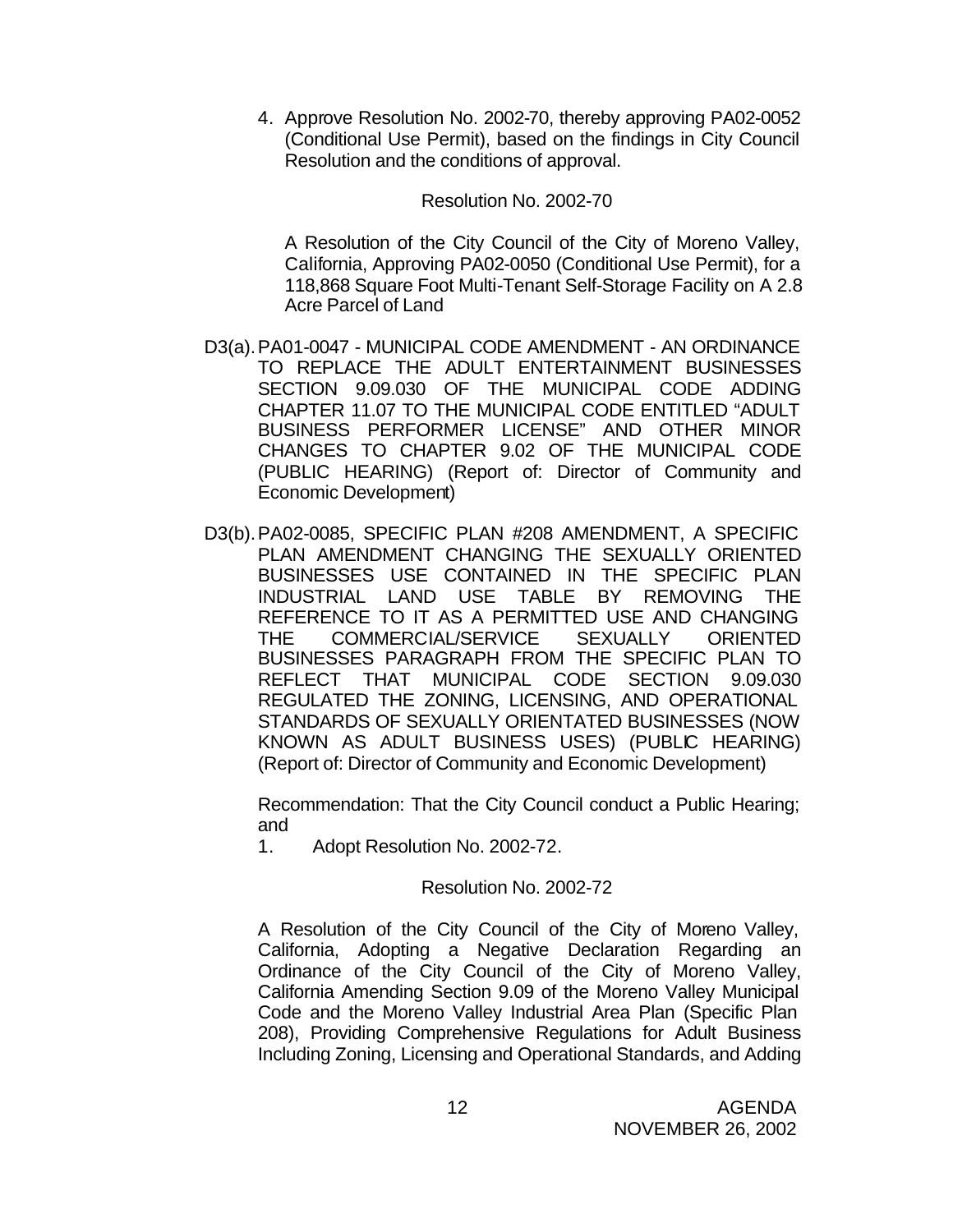4. Approve Resolution No. 2002-70, thereby approving PA02-0052 (Conditional Use Permit), based on the findings in City Council Resolution and the conditions of approval.

Resolution No. 2002-70

A Resolution of the City Council of the City of Moreno Valley, California, Approving PA02-0050 (Conditional Use Permit), for a 118,868 Square Foot Multi-Tenant Self-Storage Facility on A 2.8 Acre Parcel of Land

D3(a). PA01-0047 - MUNICIPAL CODE AMENDMENT - AN ORDINANCE TO REPLACE THE ADULT ENTERTAINMENT BUSINESSES SECTION 9.09.030 OF THE MUNICIPAL CODE ADDING CHAPTER 11.07 TO THE MUNICIPAL CODE ENTITLED "ADULT BUSINESS PERFORMER LICENSE" AND OTHER MINOR CHANGES TO CHAPTER 9.02 OF THE MUNICIPAL CODE (PUBLIC HEARING) (Report of: Director of Community and Economic Development)

D3(b). PA02-0085, SPECIFIC PLAN #208 AMENDMENT, A SPECIFIC PLAN AMENDMENT CHANGING THE SEXUALLY ORIENTED BUSINESSES USE CONTAINED IN THE SPECIFIC PLAN INDUSTRIAL LAND USE TABLE BY REMOVING THE REFERENCE TO IT AS A PERMITTED USE AND CHANGING THE COMMERCIAL/SERVICE SEXUALLY ORIENTED BUSINESSES PARAGRAPH FROM THE SPECIFIC PLAN TO REFLECT THAT MUNICIPAL CODE SECTION 9.09.030 REGULATED THE ZONING, LICENSING, AND OPERATIONAL STANDARDS OF SEXUALLY ORIENTATED BUSINESSES (NOW KNOWN AS ADULT BUSINESS USES) (PUBLIC HEARING) (Report of: Director of Community and Economic Development)

Recommendation: That the City Council conduct a Public Hearing; and

1. Adopt Resolution No. 2002-72.

Resolution No. 2002-72

A Resolution of the City Council of the City of Moreno Valley, California, Adopting a Negative Declaration Regarding an Ordinance of the City Council of the City of Moreno Valley, California Amending Section 9.09 of the Moreno Valley Municipal Code and the Moreno Valley Industrial Area Plan (Specific Plan 208), Providing Comprehensive Regulations for Adult Business Including Zoning, Licensing and Operational Standards, and Adding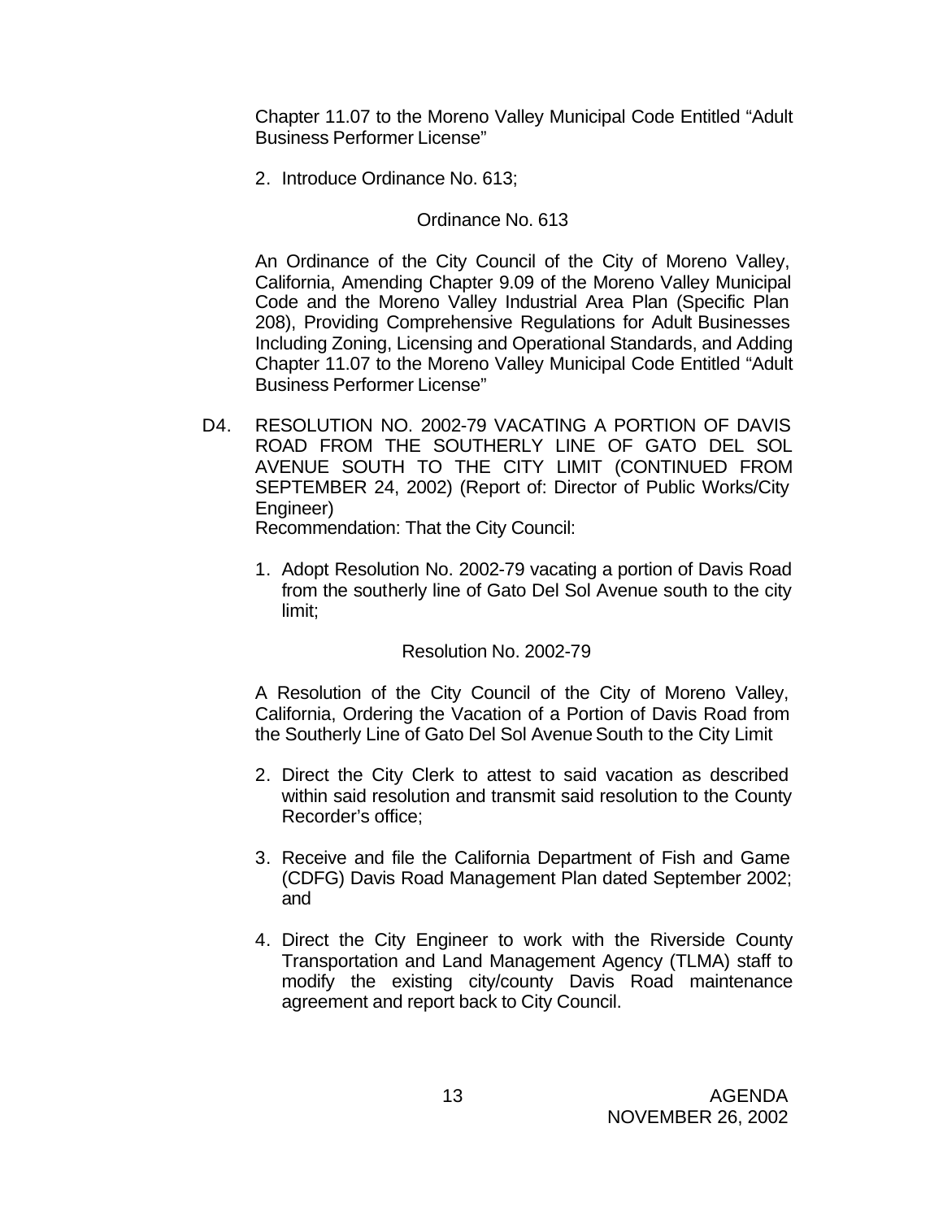Chapter 11.07 to the Moreno Valley Municipal Code Entitled "Adult Business Performer License"

2. Introduce Ordinance No. 613;

Ordinance No. 613

An Ordinance of the City Council of the City of Moreno Valley, California, Amending Chapter 9.09 of the Moreno Valley Municipal Code and the Moreno Valley Industrial Area Plan (Specific Plan 208), Providing Comprehensive Regulations for Adult Businesses Including Zoning, Licensing and Operational Standards, and Adding Chapter 11.07 to the Moreno Valley Municipal Code Entitled "Adult Business Performer License"

D4. RESOLUTION NO. 2002-79 VACATING A PORTION OF DAVIS ROAD FROM THE SOUTHERLY LINE OF GATO DEL SOL AVENUE SOUTH TO THE CITY LIMIT (CONTINUED FROM SEPTEMBER 24, 2002) (Report of: Director of Public Works/City Engineer)

Recommendation: That the City Council:

1. Adopt Resolution No. 2002-79 vacating a portion of Davis Road from the southerly line of Gato Del Sol Avenue south to the city limit;

Resolution No. 2002-79

A Resolution of the City Council of the City of Moreno Valley, California, Ordering the Vacation of a Portion of Davis Road from the Southerly Line of Gato Del Sol Avenue South to the City Limit

2. Direct the City Clerk to attest to said vacation as described within said resolution and transmit said resolution to the County Recorder's office;

3. Receive and file the California Department of Fish and Game (CDFG) Davis Road Management Plan dated September 2002; and

4. Direct the City Engineer to work with the Riverside County Transportation and Land Management Agency (TLMA) staff to modify the existing city/county Davis Road maintenance agreement and report back to City Council.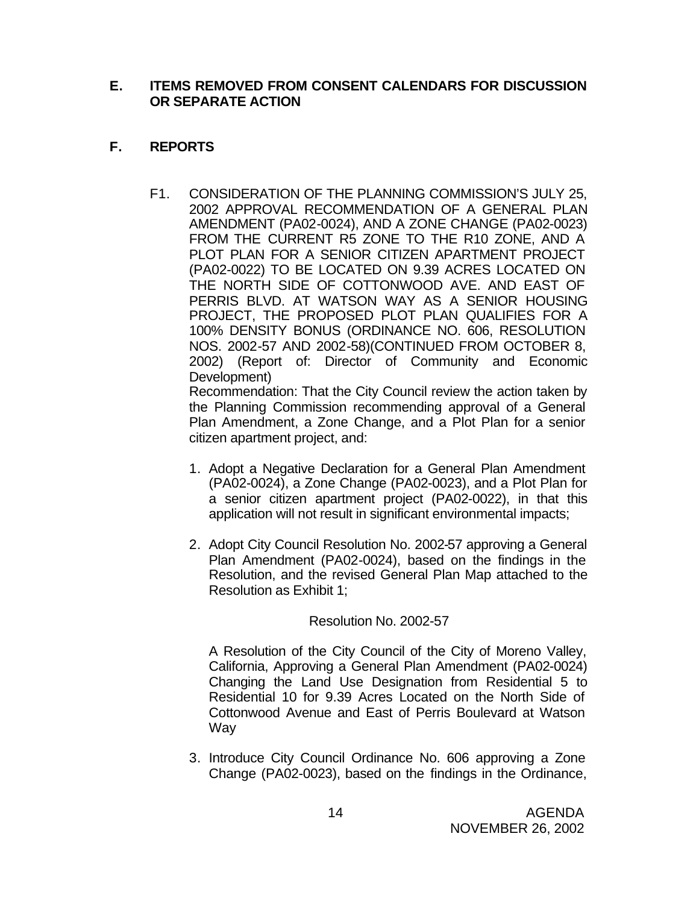## E. ITEMS REMOVED FROM CONSENT CALENDARS FOR DISCUSSION OR SEPARATE ACTION

## F. REPORTS

F1. CONSIDERATION OF THE PLANNING COMMISSION'S JULY 25, 2002 APPROVAL RECOMMENDATION OF A GENERAL PLAN AMENDMENT (PA02-0024), AND A ZONE CHANGE (PA02-0023) FROM THE CURRENT R5 ZONE TO THE R10 ZONE, AND A PLOT PLAN FOR A SENIOR CITIZEN APARTMENT PROJECT (PA02-0022) TO BE LOCATED ON 9.39 ACRES LOCATED ON THE NORTH SIDE OF COTTONWOOD AVE. AND EAST OF PERRIS BLVD. AT WATSON WAY AS A SENIOR HOUSING PROJECT, THE PROPOSED PLOT PLAN QUALIFIES FOR A 100% DENSITY BONUS (ORDINANCE NO. 606, RESOLUTION NOS. 2002-57 AND 2002-58)(CONTINUED FROM OCTOBER 8, 2002) (Report of: Director of Community and Economic Development)

Recommendation: That the City Council review the action taken by the Planning Commission recommending approval of a General Plan Amendment, a Zone Change, and a Plot Plan for a senior citizen apartment project, and:

1. Adopt a Negative Declaration for a General Plan Amendment (PA02-0024), a Zone Change (PA02-0023), and a Plot Plan for a senior citizen apartment project (PA02-0022), in that this application will not result in significant environmental impacts;

2. Adopt City Council Resolution No. 2002-57 approving a General Plan Amendment (PA02-0024), based on the findings in the Resolution, and the revised General Plan Map attached to the Resolution as Exhibit 1;

   Resolution No. 2002-57

   A Resolution of the City Council of the City of Moreno Valley, California, Approving a General Plan Amendment (PA02-0024) Changing the Land Use Designation from Residential 5 to Residential 10 for 9.39 Acres Located on the North Side of Cottonwood Avenue and East of Perris Boulevard at Watson Way

3. Introduce City Council Ordinance No. 606 approving a Zone Change (PA02-0023), based on the findings in the Ordinance,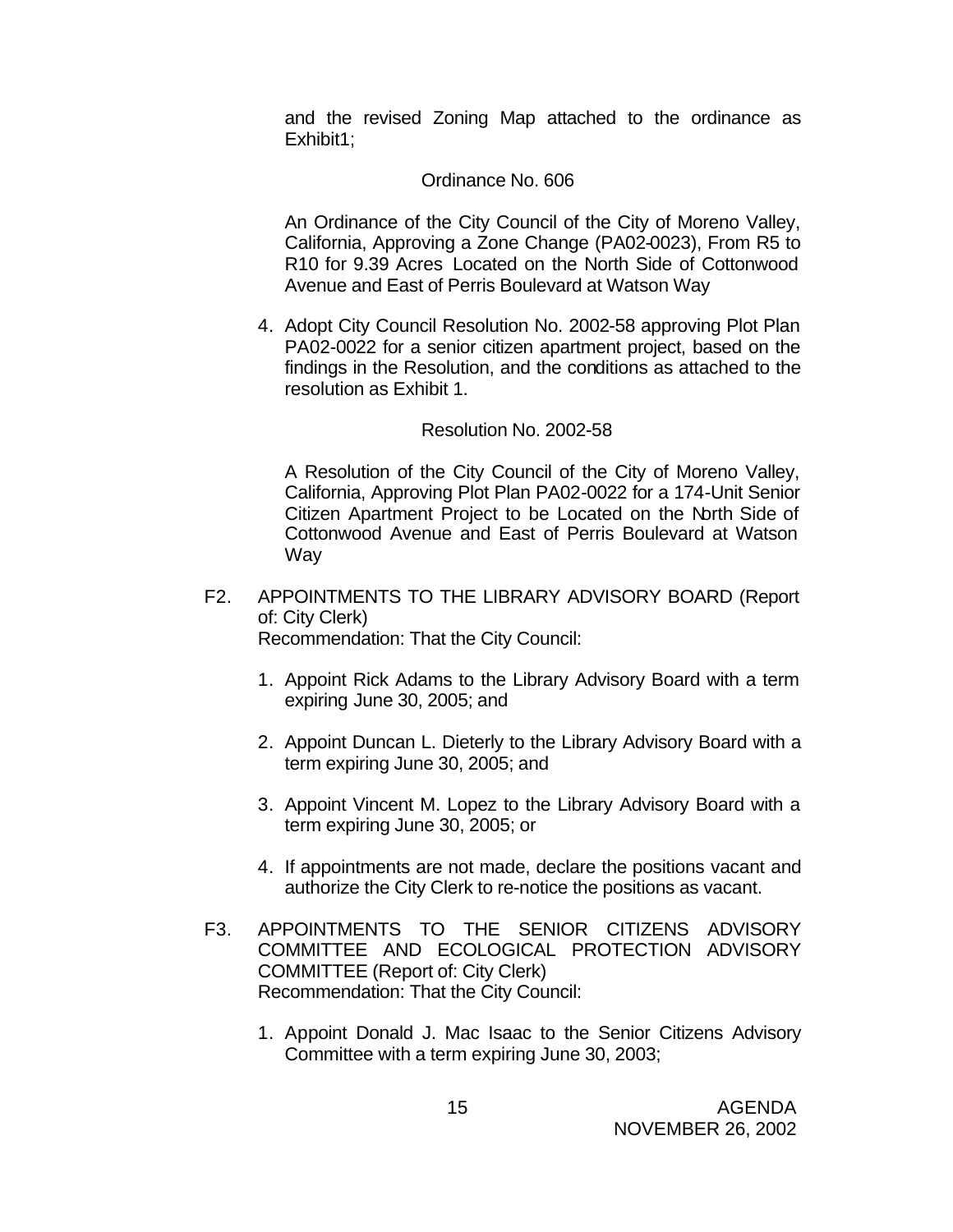and the revised Zoning Map attached to the ordinance as Exhibit1;

Ordinance No. 606

An Ordinance of the City Council of the City of Moreno Valley, California, Approving a Zone Change (PA02-0023), From R5 to R10 for 9.39 Acres Located on the North Side of Cottonwood Avenue and East of Perris Boulevard at Watson Way

4. Adopt City Council Resolution No. 2002-58 approving Plot Plan PA02-0022 for a senior citizen apartment project, based on the findings in the Resolution, and the conditions as attached to the resolution as Exhibit 1.

Resolution No. 2002-58

A Resolution of the City Council of the City of Moreno Valley, California, Approving Plot Plan PA02-0022 for a 174-Unit Senior Citizen Apartment Project to be Located on the North Side of Cottonwood Avenue and East of Perris Boulevard at Watson Way

F2. APPOINTMENTS TO THE LIBRARY ADVISORY BOARD (Report of: City Clerk)
Recommendation: That the City Council:

1. Appoint Rick Adams to the Library Advisory Board with a term expiring June 30, 2005; and

2. Appoint Duncan L. Dieterly to the Library Advisory Board with a term expiring June 30, 2005; and

3. Appoint Vincent M. Lopez to the Library Advisory Board with a term expiring June 30, 2005; or

4. If appointments are not made, declare the positions vacant and authorize the City Clerk to re-notice the positions as vacant.

F3. APPOINTMENTS TO THE SENIOR CITIZENS ADVISORY COMMITTEE AND ECOLOGICAL PROTECTION ADVISORY COMMITTEE (Report of: City Clerk)
Recommendation: That the City Council:

1. Appoint Donald J. Mac Isaac to the Senior Citizens Advisory Committee with a term expiring June 30, 2003;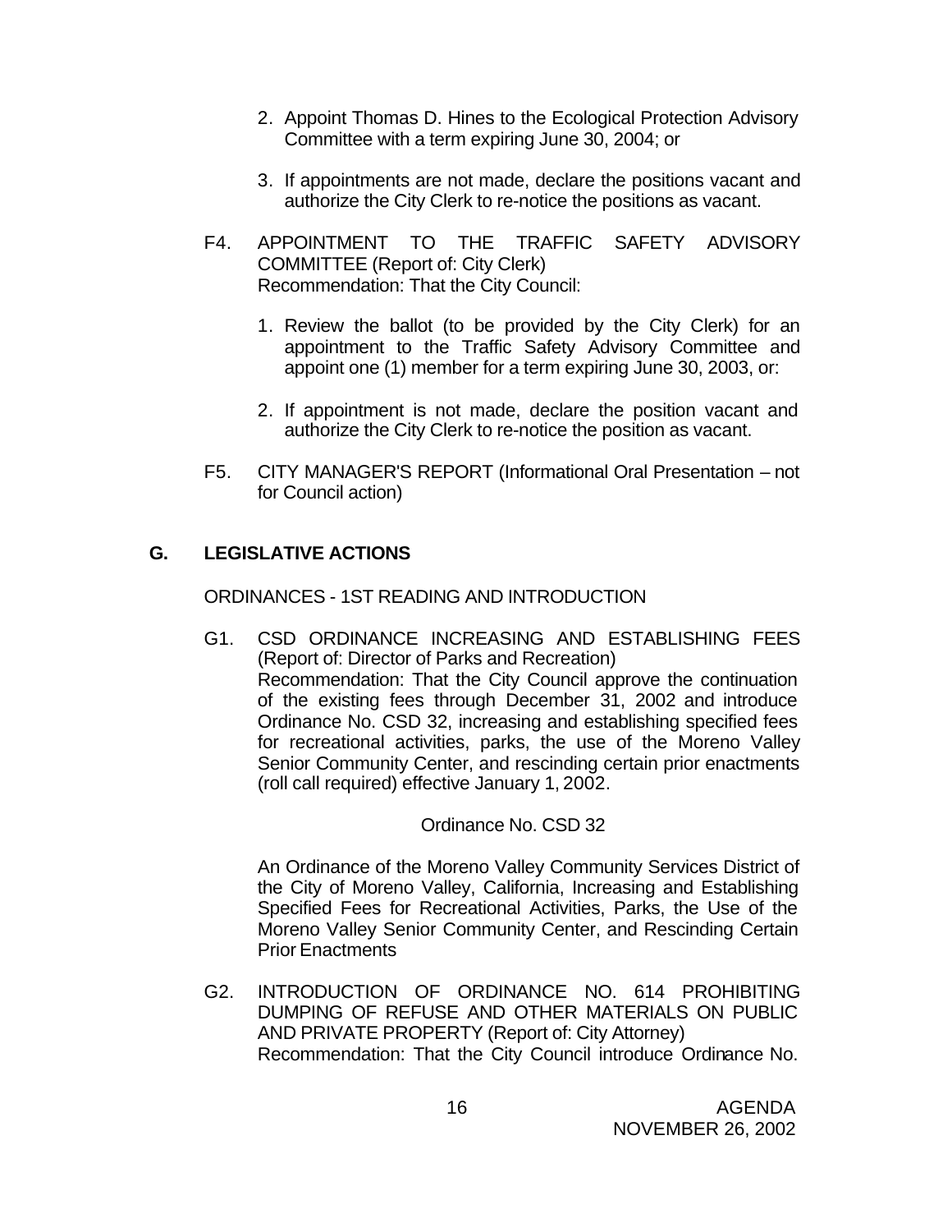2. Appoint Thomas D. Hines to the Ecological Protection Advisory Committee with a term expiring June 30, 2004; or

3. If appointments are not made, declare the positions vacant and authorize the City Clerk to re-notice the positions as vacant.

F4. APPOINTMENT TO THE TRAFFIC SAFETY ADVISORY COMMITTEE (Report of: City Clerk)
Recommendation: That the City Council:

1. Review the ballot (to be provided by the City Clerk) for an appointment to the Traffic Safety Advisory Committee and appoint one (1) member for a term expiring June 30, 2003, or:

2. If appointment is not made, declare the position vacant and authorize the City Clerk to re-notice the position as vacant.

F5. CITY MANAGER'S REPORT (Informational Oral Presentation – not for Council action)

## G. LEGISLATIVE ACTIONS

ORDINANCES - 1ST READING AND INTRODUCTION

G1. CSD ORDINANCE INCREASING AND ESTABLISHING FEES (Report of: Director of Parks and Recreation)
Recommendation: That the City Council approve the continuation of the existing fees through December 31, 2002 and introduce Ordinance No. CSD 32, increasing and establishing specified fees for recreational activities, parks, the use of the Moreno Valley Senior Community Center, and rescinding certain prior enactments (roll call required) effective January 1, 2002.

Ordinance No. CSD 32

An Ordinance of the Moreno Valley Community Services District of the City of Moreno Valley, California, Increasing and Establishing Specified Fees for Recreational Activities, Parks, the Use of the Moreno Valley Senior Community Center, and Rescinding Certain Prior Enactments

G2. INTRODUCTION OF ORDINANCE NO. 614 PROHIBITING DUMPING OF REFUSE AND OTHER MATERIALS ON PUBLIC AND PRIVATE PROPERTY (Report of: City Attorney)
Recommendation: That the City Council introduce Ordinance No.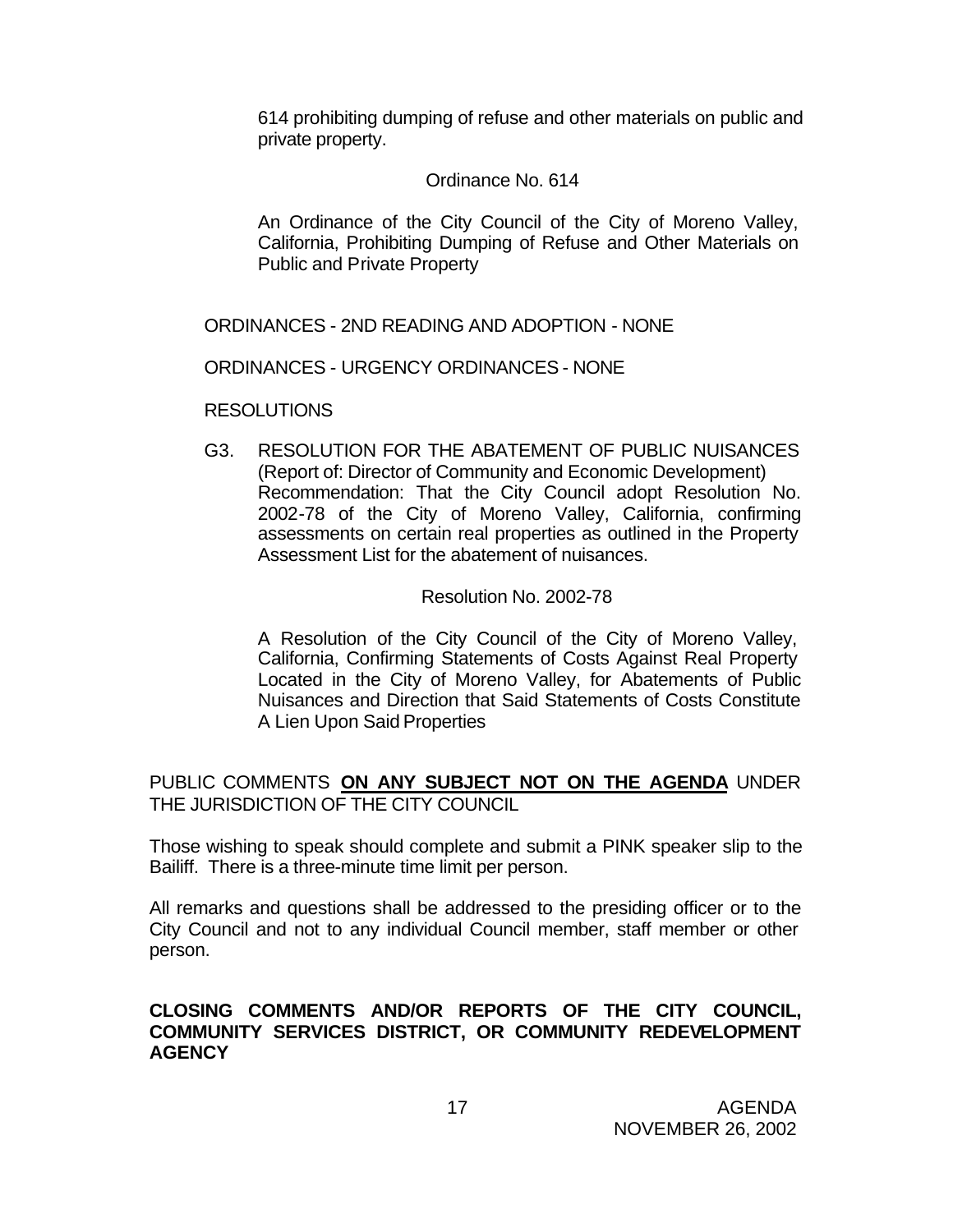614 prohibiting dumping of refuse and other materials on public and private property.

Ordinance No. 614

An Ordinance of the City Council of the City of Moreno Valley, California, Prohibiting Dumping of Refuse and Other Materials on Public and Private Property

ORDINANCES - 2ND READING AND ADOPTION - NONE

ORDINANCES - URGENCY ORDINANCES - NONE

RESOLUTIONS

G3. RESOLUTION FOR THE ABATEMENT OF PUBLIC NUISANCES (Report of: Director of Community and Economic Development)
Recommendation: That the City Council adopt Resolution No. 2002-78 of the City of Moreno Valley, California, confirming assessments on certain real properties as outlined in the Property Assessment List for the abatement of nuisances.

Resolution No. 2002-78

A Resolution of the City Council of the City of Moreno Valley, California, Confirming Statements of Costs Against Real Property Located in the City of Moreno Valley, for Abatements of Public Nuisances and Direction that Said Statements of Costs Constitute A Lien Upon Said Properties

PUBLIC COMMENTS **ON ANY SUBJECT NOT ON THE AGENDA** UNDER THE JURISDICTION OF THE CITY COUNCIL

Those wishing to speak should complete and submit a PINK speaker slip to the Bailiff. There is a three-minute time limit per person.

All remarks and questions shall be addressed to the presiding officer or to the City Council and not to any individual Council member, staff member or other person.

**CLOSING COMMENTS AND/OR REPORTS OF THE CITY COUNCIL, COMMUNITY SERVICES DISTRICT, OR COMMUNITY REDEVELOPMENT AGENCY**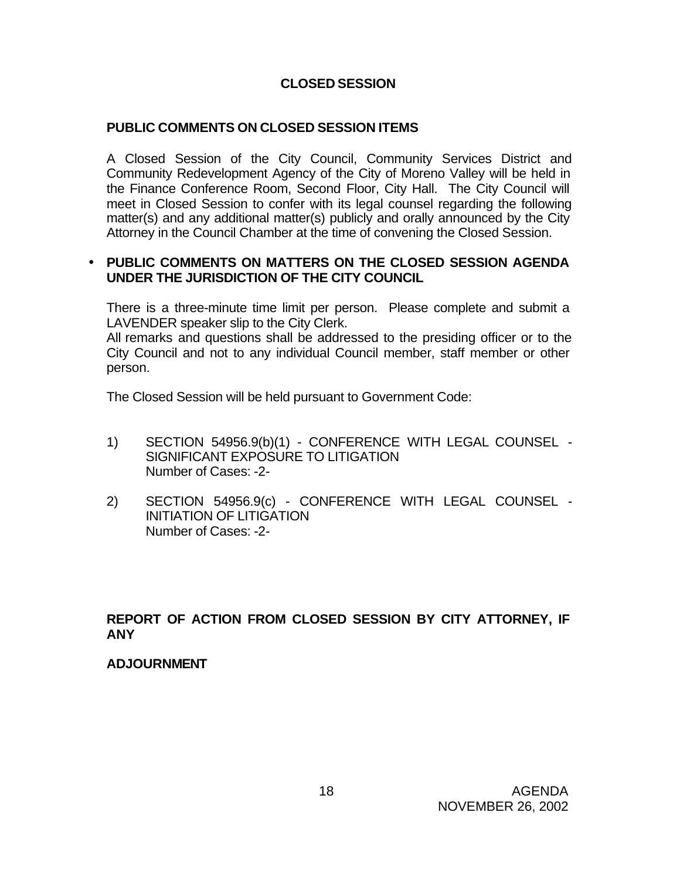## CLOSED SESSION

**PUBLIC COMMENTS ON CLOSED SESSION ITEMS**

A Closed Session of the City Council, Community Services District and Community Redevelopment Agency of the City of Moreno Valley will be held in the Finance Conference Room, Second Floor, City Hall. The City Council will meet in Closed Session to confer with its legal counsel regarding the following matter(s) and any additional matter(s) publicly and orally announced by the City Attorney in the Council Chamber at the time of convening the Closed Session.

- **PUBLIC COMMENTS ON MATTERS ON THE CLOSED SESSION AGENDA UNDER THE JURISDICTION OF THE CITY COUNCIL**

There is a three-minute time limit per person. Please complete and submit a LAVENDER speaker slip to the City Clerk.
All remarks and questions shall be addressed to the presiding officer or to the City Council and not to any individual Council member, staff member or other person.

The Closed Session will be held pursuant to Government Code:

1) SECTION 54956.9(b)(1) - CONFERENCE WITH LEGAL COUNSEL - SIGNIFICANT EXPOSURE TO LITIGATION
   Number of Cases: -2-

2) SECTION 54956.9(c) - CONFERENCE WITH LEGAL COUNSEL - INITIATION OF LITIGATION
   Number of Cases: -2-

**REPORT OF ACTION FROM CLOSED SESSION BY CITY ATTORNEY, IF ANY**

**ADJOURNMENT**